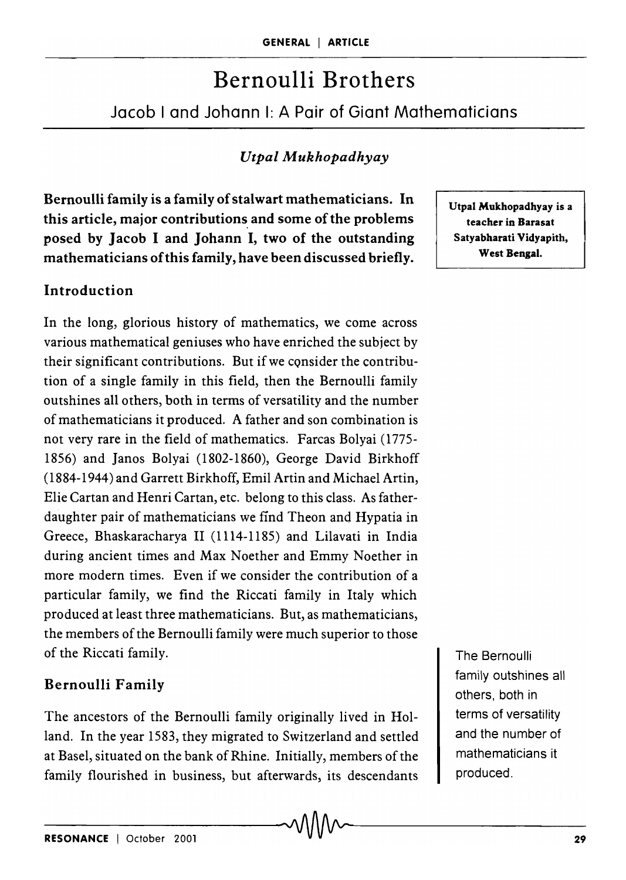# Bernoulli Brothers

## Jacob I and Johann I: A Pair of Giant Mathematicians

*Utpal Mukhopadhyay*

**Bernoulli family is a family of stalwart mathematicians. In this article, major contributions and some of the problems posed by Jacob I and Johann I, two of the outstanding mathematicians of this family, have been discussed briefly.**

**Utpal Mukhopadhyay is a teacher in Barasat Satyabharati Vidyapith, West Bengal.**

### Introduction

In the long, glorious history of mathematics, we come across various mathematical geniuses who have enriched the subject by their significant contributions. But if we consider the contribution of a single family in this field, then the Bernoulli family outshines all others, both in terms of versatility and the number of mathematicians it produced. A father and son combination is not very rare in the field of mathematics. Farcas Bolyai (1775-1856) and Janos Bolyai (1802-1860), George David Birkhoff (1884-1944) and Garrett Birkhoff, Emil Artin and Michael Artin, Elie Cartan and Henri Cartan, etc. belong to this class. As father-daughter pair of mathematicians we find Theon and Hypatia in Greece, Bhaskaracharya II (1114-1185) and Lilavati in India during ancient times and Max Noether and Emmy Noether in more modern times. Even if we consider the contribution of a particular family, we find the Riccati family in Italy which produced at least three mathematicians. But, as mathematicians, the members of the Bernoulli family were much superior to those of the Riccati family.

The Bernoulli family outshines all others, both in terms of versatility and the number of mathematicians it produced.

### Bernoulli Family

The ancestors of the Bernoulli family originally lived in Holland. In the year 1583, they migrated to Switzerland and settled at Basel, situated on the bank of Rhine. Initially, members of the family flourished in business, but afterwards, its descendants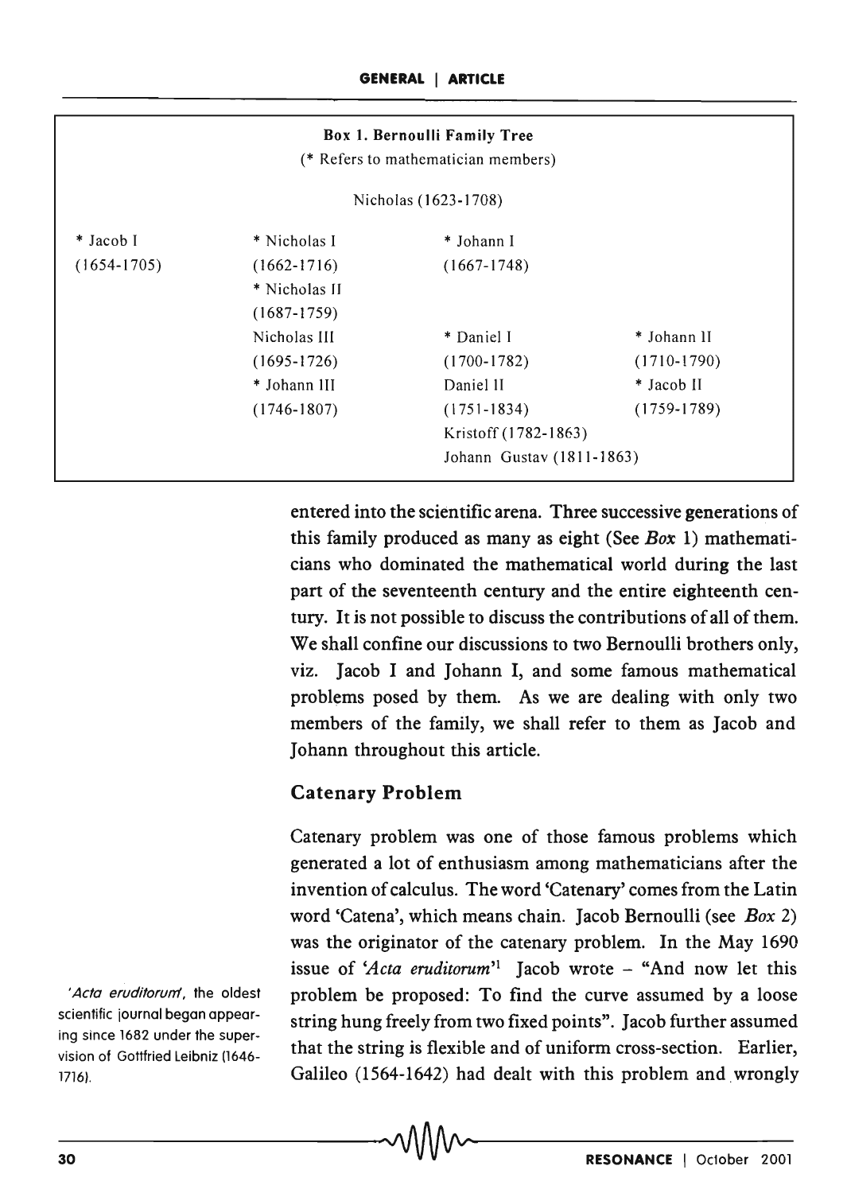**Box 1. Bernoulli Family Tree**

(* Refers to mathematician members)

Nicholas (1623-1708)

| | | | |
|---|---|---|---|
| * Jacob I (1654-1705) | * Nicholas I (1662-1716) | * Johann I (1667-1748) | |
| | * Nicholas II (1687-1759) | | |
| | Nicholas III (1695-1726) | * Daniel I (1700-1782) | * Johann II (1710-1790) |
| | * Johann III (1746-1807) | Daniel II (1751-1834) | * Jacob II (1759-1789) |
| | | Kristoff (1782-1863) | |
| | | Johann Gustav (1811-1863) | |

entered into the scientific arena. Three successive generations of this family produced as many as eight (See *Box* 1) mathematicians who dominated the mathematical world during the last part of the seventeenth century and the entire eighteenth century. It is not possible to discuss the contributions of all of them. We shall confine our discussions to two Bernoulli brothers only, viz. Jacob I and Johann I, and some famous mathematical problems posed by them. As we are dealing with only two members of the family, we shall refer to them as Jacob and Johann throughout this article.

## Catenary Problem

Catenary problem was one of those famous problems which generated a lot of enthusiasm among mathematicians after the invention of calculus. The word 'Catenary' comes from the Latin word 'Catena', which means chain. Jacob Bernoulli (see *Box* 2) was the originator of the catenary problem. In the May 1690 issue of '*Acta eruditorum*'[1] Jacob wrote – "And now let this problem be proposed: To find the curve assumed by a loose string hung freely from two fixed points". Jacob further assumed that the string is flexible and of uniform cross-section. Earlier, Galileo (1564-1642) had dealt with this problem and wrongly

[1] '*Acta eruditorum*', the oldest scientific journal began appearing since 1682 under the supervision of Gottfried Leibniz (1646-1716).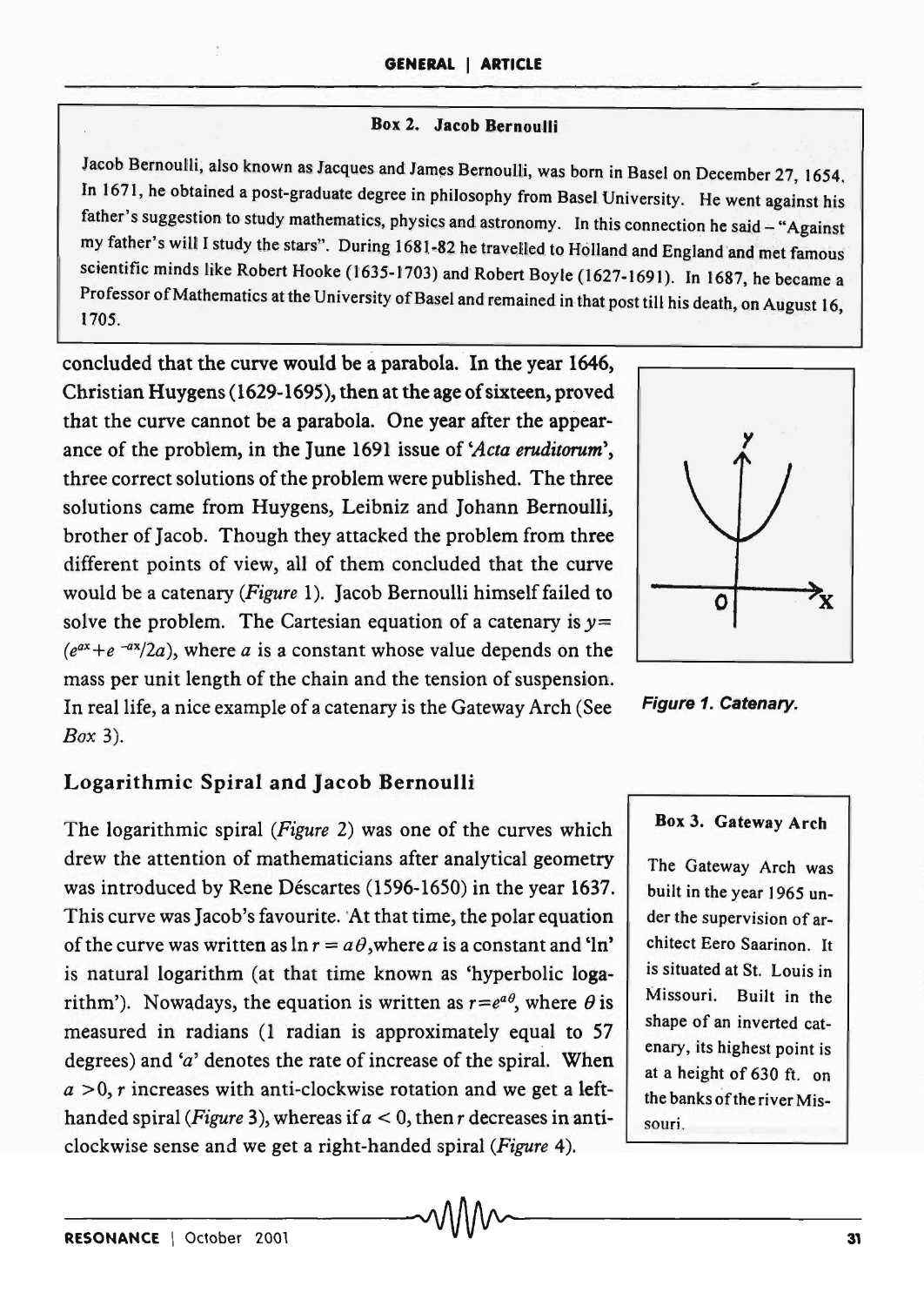**Box 2. Jacob Bernoulli**

Jacob Bernoulli, also known as Jacques and James Bernoulli, was born in Basel on December 27, 1654. In 1671, he obtained a post-graduate degree in philosophy from Basel University. He went against his father's suggestion to study mathematics, physics and astronomy. In this connection he said – "Against my father's will I study the stars". During 1681-82 he travelled to Holland and England and met famous scientific minds like Robert Hooke (1635-1703) and Robert Boyle (1627-1691). In 1687, he became a Professor of Mathematics at the University of Basel and remained in that post till his death, on August 16, 1705.

concluded that the curve would be a parabola. In the year 1646, Christian Huygens (1629-1695), then at the age of sixteen, proved that the curve cannot be a parabola. One year after the appearance of the problem, in the June 1691 issue of '*Acta eruditorum*', three correct solutions of the problem were published. The three solutions came from Huygens, Leibniz and Johann Bernoulli, brother of Jacob. Though they attacked the problem from three different points of view, all of them concluded that the curve would be a catenary (*Figure* 1). Jacob Bernoulli himself failed to solve the problem. The Cartesian equation of a catenary is $y = (e^{ax} + e^{-ax}/2a)$, where $a$ is a constant whose value depends on the mass per unit length of the chain and the tension of suspension. In real life, a nice example of a catenary is the Gateway Arch (See *Box* 3).

*Figure 1. Catenary.*

## Logarithmic Spiral and Jacob Bernoulli

The logarithmic spiral (*Figure* 2) was one of the curves which drew the attention of mathematicians after analytical geometry was introduced by Rene Déscartes (1596-1650) in the year 1637. This curve was Jacob's favourite. At that time, the polar equation of the curve was written as $\ln r = a\theta$, where $a$ is a constant and 'ln' is natural logarithm (at that time known as 'hyperbolic logarithm'). Nowadays, the equation is written as $r = e^{a\theta}$, where $\theta$ is measured in radians (1 radian is approximately equal to 57 degrees) and '$a$' denotes the rate of increase of the spiral. When $a > 0$, $r$ increases with anti-clockwise rotation and we get a left-handed spiral (*Figure* 3), whereas if $a < 0$, then $r$ decreases in anti-clockwise sense and we get a right-handed spiral (*Figure* 4).

**Box 3. Gateway Arch**

The Gateway Arch was built in the year 1965 under the supervision of architect Eero Saarinon. It is situated at St. Louis in Missouri. Built in the shape of an inverted catenary, its highest point is at a height of 630 ft. on the banks of the river Missouri.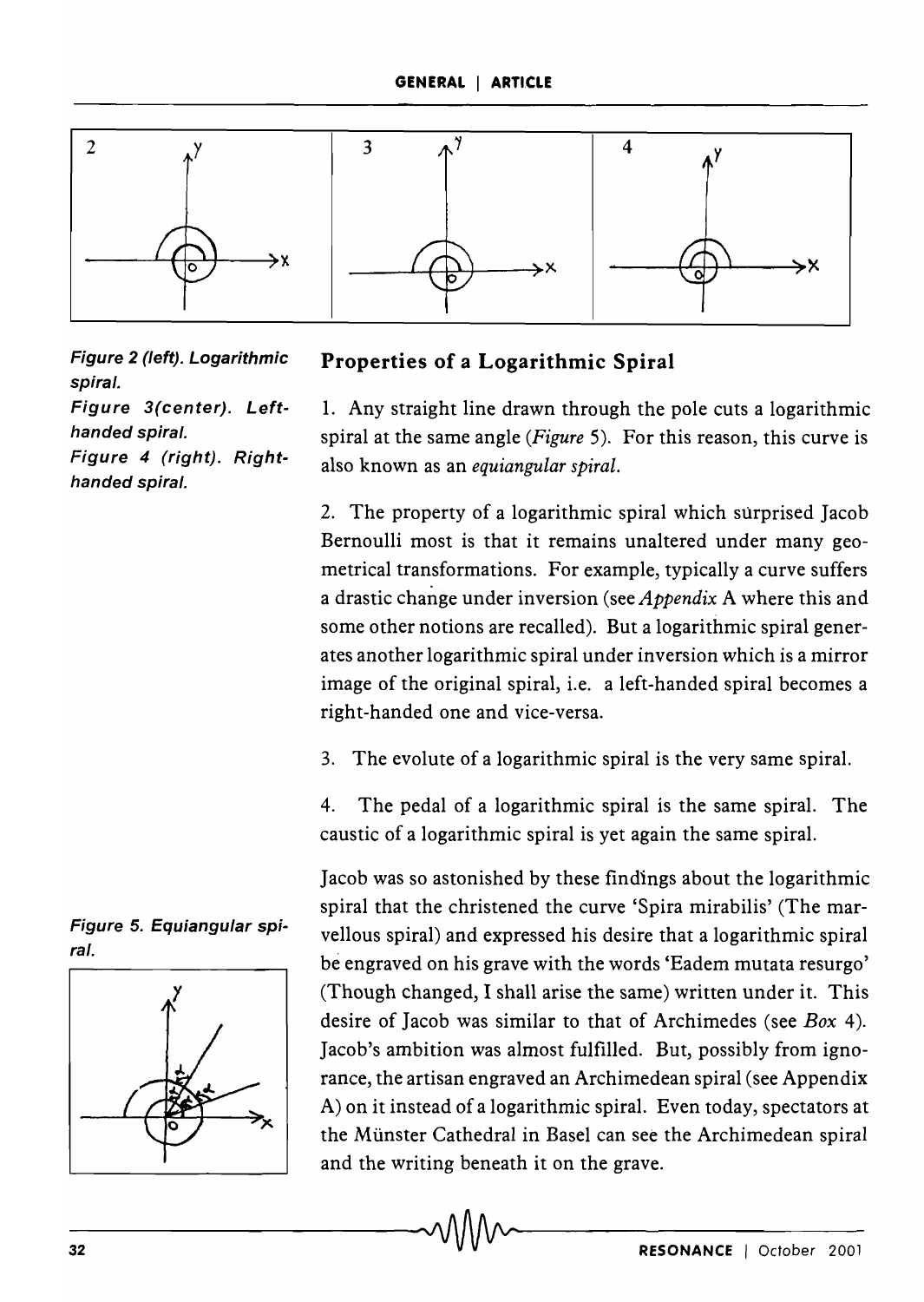Figure 2 (left). Logarithmic spiral.

Figure 3(center). Left-handed spiral.

Figure 4 (right). Right-handed spiral.

## Properties of a Logarithmic Spiral

1. Any straight line drawn through the pole cuts a logarithmic spiral at the same angle (*Figure* 5). For this reason, this curve is also known as an *equiangular spiral.*

2. The property of a logarithmic spiral which surprised Jacob Bernoulli most is that it remains unaltered under many geometrical transformations. For example, typically a curve suffers a drastic change under inversion (see *Appendix* A where this and some other notions are recalled). But a logarithmic spiral generates another logarithmic spiral under inversion which is a mirror image of the original spiral, i.e. a left-handed spiral becomes a right-handed one and vice-versa.

3. The evolute of a logarithmic spiral is the very same spiral.

4. The pedal of a logarithmic spiral is the same spiral. The caustic of a logarithmic spiral is yet again the same spiral.

Figure 5. Equiangular spiral.

Jacob was so astonished by these findings about the logarithmic spiral that the christened the curve 'Spira mirabilis' (The marvellous spiral) and expressed his desire that a logarithmic spiral be engraved on his grave with the words 'Eadem mutata resurgo' (Though changed, I shall arise the same) written under it. This desire of Jacob was similar to that of Archimedes (see *Box* 4). Jacob's ambition was almost fulfilled. But, possibly from ignorance, the artisan engraved an Archimedean spiral (see Appendix A) on it instead of a logarithmic spiral. Even today, spectators at the Münster Cathedral in Basel can see the Archimedean spiral and the writing beneath it on the grave.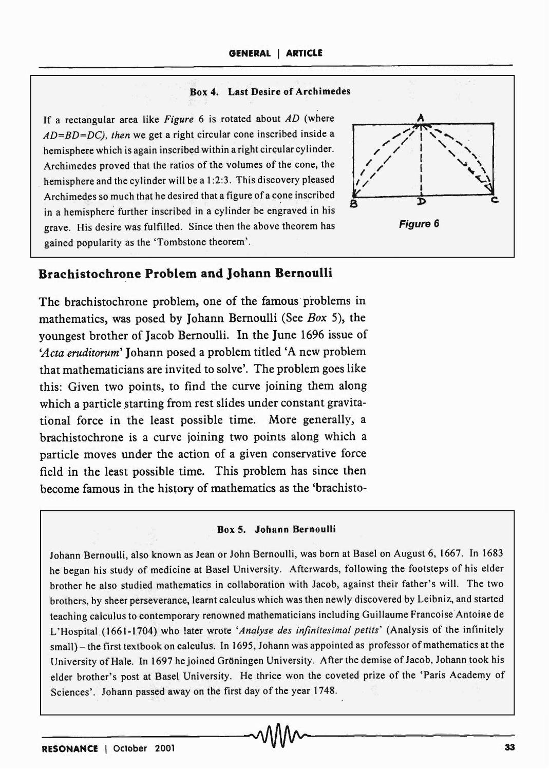**Box 4. Last Desire of Archimedes**

If a rectangular area like *Figure* 6 is rotated about *AD* (where *AD=BD=DC), then* we get a right circular cone inscribed inside a hemisphere which is again inscribed within a right circular cylinder. Archimedes proved that the ratios of the volumes of the cone, the hemisphere and the cylinder will be a 1:2:3. This discovery pleased Archimedes so much that he desired that a figure of a cone inscribed in a hemisphere further inscribed in a cylinder be engraved in his grave. His desire was fulfilled. Since then the above theorem has gained popularity as the 'Tombstone theorem'.

***Figure 6***

## Brachistochrone Problem and Johann Bernoulli

The brachistochrone problem, one of the famous problems in mathematics, was posed by Johann Bernoulli (See *Box* 5), the youngest brother of Jacob Bernoulli. In the June 1696 issue of *'Acta eruditorum'* Johann posed a problem titled 'A new problem that mathematicians are invited to solve'. The problem goes like this: Given two points, to find the curve joining them along which a particle starting from rest slides under constant gravitational force in the least possible time. More generally, a brachistochrone is a curve joining two points along which a particle moves under the action of a given conservative force field in the least possible time. This problem has since then become famous in the history of mathematics as the 'brachisto-

**Box 5. Johann Bernoulli**

Johann Bernoulli, also known as Jean or John Bernoulli, was born at Basel on August 6, 1667. In 1683 he began his study of medicine at Basel University. Afterwards, following the footsteps of his elder brother he also studied mathematics in collaboration with Jacob, against their father's will. The two brothers, by sheer perseverance, learnt calculus which was then newly discovered by Leibniz, and started teaching calculus to contemporary renowned mathematicians including Guillaume Francoise Antoine de L'Hospital (1661-1704) who later wrote *'Analyse des infinitesimal petits'* (Analysis of the infinitely small) – the first textbook on calculus. In 1695, Johann was appointed as professor of mathematics at the University of Hale. In 1697 he joined Gröningen University. After the demise of Jacob, Johann took his elder brother's post at Basel University. He thrice won the coveted prize of the 'Paris Academy of Sciences'. Johann passed away on the first day of the year 1748.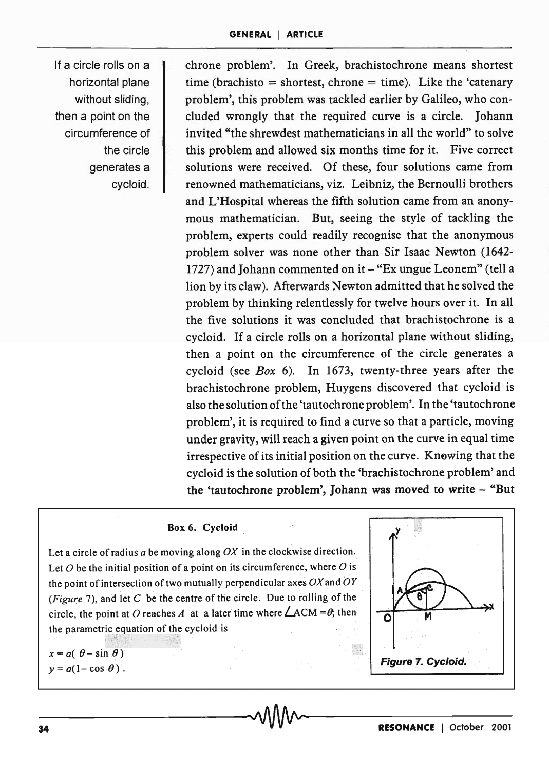If a circle rolls on a horizontal plane without sliding, then a point on the circumference of the circle generates a cycloid.

chrone problem'. In Greek, brachistochrone means shortest time (brachisto = shortest, chrone = time). Like the 'catenary problem', this problem was tackled earlier by Galileo, who concluded wrongly that the required curve is a circle. Johann invited "the shrewdest mathematicians in all the world" to solve this problem and allowed six months time for it. Five correct solutions were received. Of these, four solutions came from renowned mathematicians, viz. Leibniz, the Bernoulli brothers and L'Hospital whereas the fifth solution came from an anonymous mathematician. But, seeing the style of tackling the problem, experts could readily recognise that the anonymous problem solver was none other than Sir Isaac Newton (1642-1727) and Johann commented on it – "Ex ungue Leonem" (tell a lion by its claw). Afterwards Newton admitted that he solved the problem by thinking relentlessly for twelve hours over it. In all the five solutions it was concluded that brachistochrone is a cycloid. If a circle rolls on a horizontal plane without sliding, then a point on the circumference of the circle generates a cycloid (see *Box* 6). In 1673, twenty-three years after the brachistochrone problem, Huygens discovered that cycloid is also the solution of the 'tautochrone problem'. In the 'tautochrone problem', it is required to find a curve so that a particle, moving under gravity, will reach a given point on the curve in equal time irrespective of its initial position on the curve. Knowing that the cycloid is the solution of both the 'brachistochrone problem' and the 'tautochrone problem', Johann was moved to write – "But

**Box 6. Cycloid**

Let a circle of radius $a$ be moving along $OX$ in the clockwise direction. Let $O$ be the initial position of a point on its circumference, where $O$ is the point of intersection of two mutually perpendicular axes $OX$ and $OY$ (*Figure* 7), and let $C$ be the centre of the circle. Due to rolling of the circle, the point at $O$ reaches $A$ at a later time where $\angle ACM = \theta$, then the parametric equation of the cycloid is

$$x = a(\theta - \sin\theta)$$
$$y = a(1 - \cos\theta).$$

*Figure 7. Cycloid.*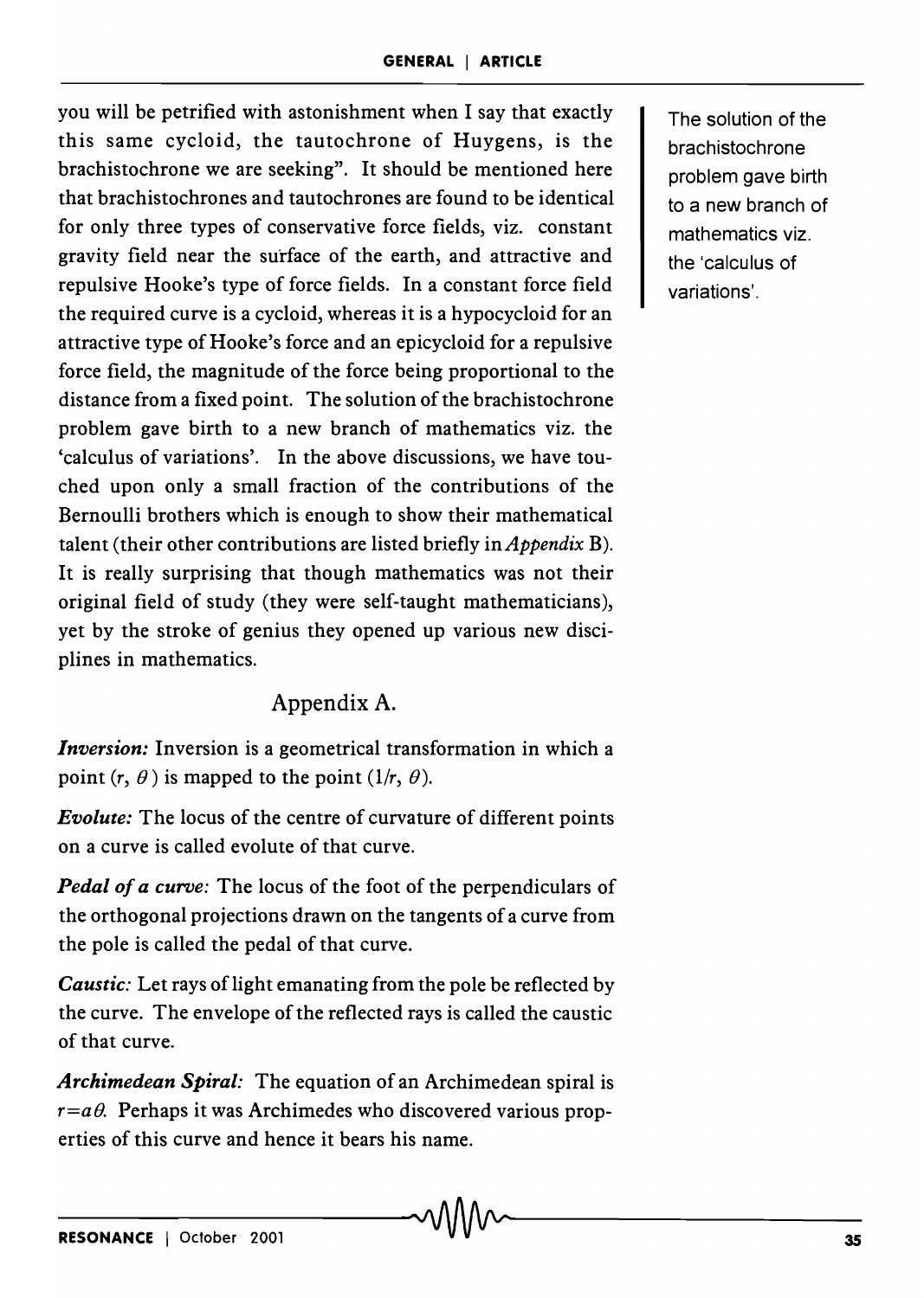you will be petrified with astonishment when I say that exactly this same cycloid, the tautochrone of Huygens, is the brachistochrone we are seeking". It should be mentioned here that brachistochrones and tautochrones are found to be identical for only three types of conservative force fields, viz. constant gravity field near the surface of the earth, and attractive and repulsive Hooke's type of force fields. In a constant force field the required curve is a cycloid, whereas it is a hypocycloid for an attractive type of Hooke's force and an epicycloid for a repulsive force field, the magnitude of the force being proportional to the distance from a fixed point. The solution of the brachistochrone problem gave birth to a new branch of mathematics viz. the 'calculus of variations'. In the above discussions, we have touched upon only a small fraction of the contributions of the Bernoulli brothers which is enough to show their mathematical talent (their other contributions are listed briefly in *Appendix* B). It is really surprising that though mathematics was not their original field of study (they were self-taught mathematicians), yet by the stroke of genius they opened up various new disciplines in mathematics.

The solution of the brachistochrone problem gave birth to a new branch of mathematics viz. the 'calculus of variations'.

## Appendix A.

***Inversion:*** Inversion is a geometrical transformation in which a point $(r, \theta)$ is mapped to the point $(1/r, \theta)$.

***Evolute:*** The locus of the centre of curvature of different points on a curve is called evolute of that curve.

***Pedal of a curve:*** The locus of the foot of the perpendiculars of the orthogonal projections drawn on the tangents of a curve from the pole is called the pedal of that curve.

***Caustic:*** Let rays of light emanating from the pole be reflected by the curve. The envelope of the reflected rays is called the caustic of that curve.

***Archimedean Spiral:*** The equation of an Archimedean spiral is $r = a\theta$. Perhaps it was Archimedes who discovered various properties of this curve and hence it bears his name.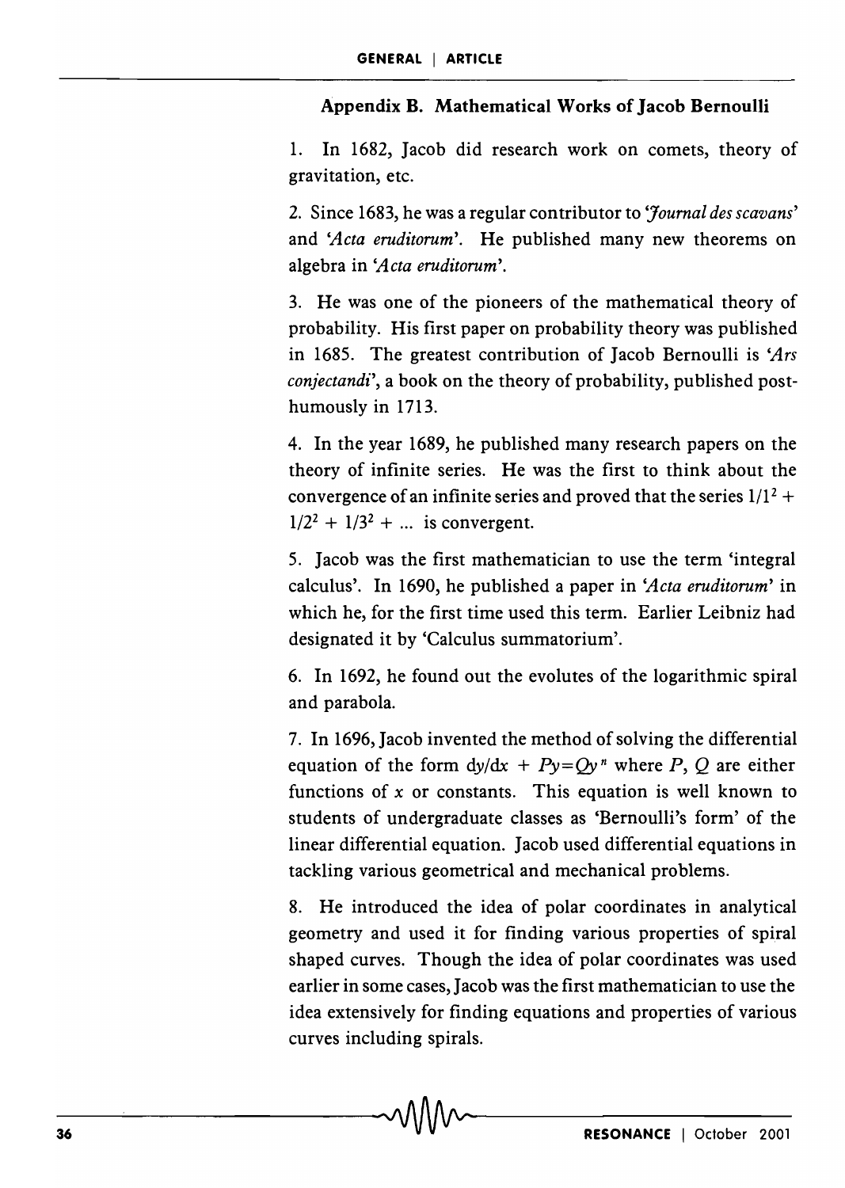### Appendix B. Mathematical Works of Jacob Bernoulli

1. In 1682, Jacob did research work on comets, theory of gravitation, etc.

2. Since 1683, he was a regular contributor to *'Journal des scavans'* and *'Acta eruditorum'*. He published many new theorems on algebra in *'Acta eruditorum'*.

3. He was one of the pioneers of the mathematical theory of probability. His first paper on probability theory was published in 1685. The greatest contribution of Jacob Bernoulli is *'Ars conjectandi'*, a book on the theory of probability, published posthumously in 1713.

4. In the year 1689, he published many research papers on the theory of infinite series. He was the first to think about the convergence of an infinite series and proved that the series $1/1^2 + 1/2^2 + 1/3^2 + \ldots$ is convergent.

5. Jacob was the first mathematician to use the term 'integral calculus'. In 1690, he published a paper in *'Acta eruditorum'* in which he, for the first time used this term. Earlier Leibniz had designated it by 'Calculus summatorium'.

6. In 1692, he found out the evolutes of the logarithmic spiral and parabola.

7. In 1696, Jacob invented the method of solving the differential equation of the form $dy/dx + Py = Qy^n$ where $P$, $Q$ are either functions of $x$ or constants. This equation is well known to students of undergraduate classes as 'Bernoulli's form' of the linear differential equation. Jacob used differential equations in tackling various geometrical and mechanical problems.

8. He introduced the idea of polar coordinates in analytical geometry and used it for finding various properties of spiral shaped curves. Though the idea of polar coordinates was used earlier in some cases, Jacob was the first mathematician to use the idea extensively for finding equations and properties of various curves including spirals.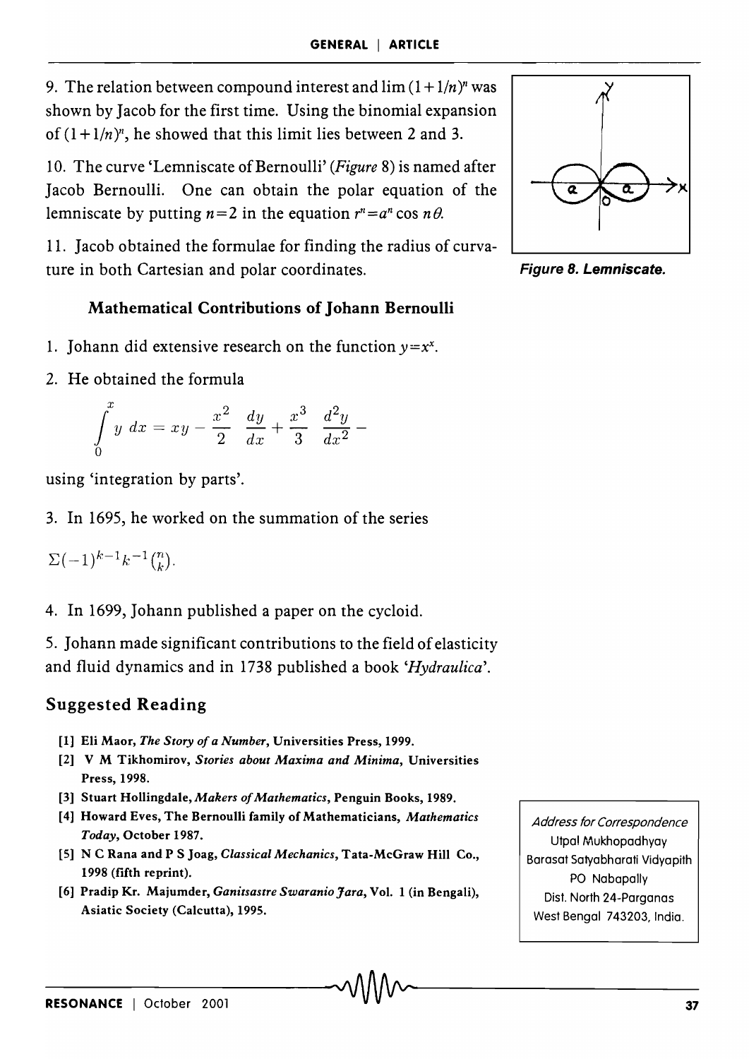9. The relation between compound interest and $\lim (1+1/n)^n$ was shown by Jacob for the first time. Using the binomial expansion of $(1+1/n)^n$, he showed that this limit lies between 2 and 3.

10. The curve 'Lemniscate of Bernoulli' (*Figure* 8) is named after Jacob Bernoulli. One can obtain the polar equation of the lemniscate by putting $n=2$ in the equation $r^n = a^n \cos n\theta$.

11. Jacob obtained the formulae for finding the radius of curvature in both Cartesian and polar coordinates.

Y
X
a
a
O

**Figure 8. Lemniscate.**

### Mathematical Contributions of Johann Bernoulli

1. Johann did extensive research on the function $y = x^x$.

2. He obtained the formula

$$\int_0^x y \, dx = xy - \frac{x^2}{2} \frac{dy}{dx} + \frac{x^3}{3} \frac{d^2y}{dx^2} -$$

using 'integration by parts'.

3. In 1695, he worked on the summation of the series

$\Sigma(-1)^{k-1} k^{-1} \binom{n}{k}$.

4. In 1699, Johann published a paper on the cycloid.

5. Johann made significant contributions to the field of elasticity and fluid dynamics and in 1738 published a book *'Hydraulica'*.

## Suggested Reading

[1] Eli Maor, *The Story of a Number*, Universities Press, 1999.

[2] V M Tikhomirov, *Stories about Maxima and Minima*, Universities Press, 1998.

[3] Stuart Hollingdale, *Makers of Mathematics*, Penguin Books, 1989.

[4] Howard Eves, The Bernoulli family of Mathematicians, *Mathematics Today*, October 1987.

[5] N C Rana and P S Joag, *Classical Mechanics*, Tata-McGraw Hill Co., 1998 (fifth reprint).

[6] Pradip Kr. Majumder, *Ganitsastre Swaranio Jara*, Vol. 1 (in Bengali), Asiatic Society (Calcutta), 1995.

*Address for Correspondence*
Utpal Mukhopadhyay
Barasat Satyabharati Vidyapith
PO Nabapally
Dist. North 24-Parganas
West Bengal 743203, India.